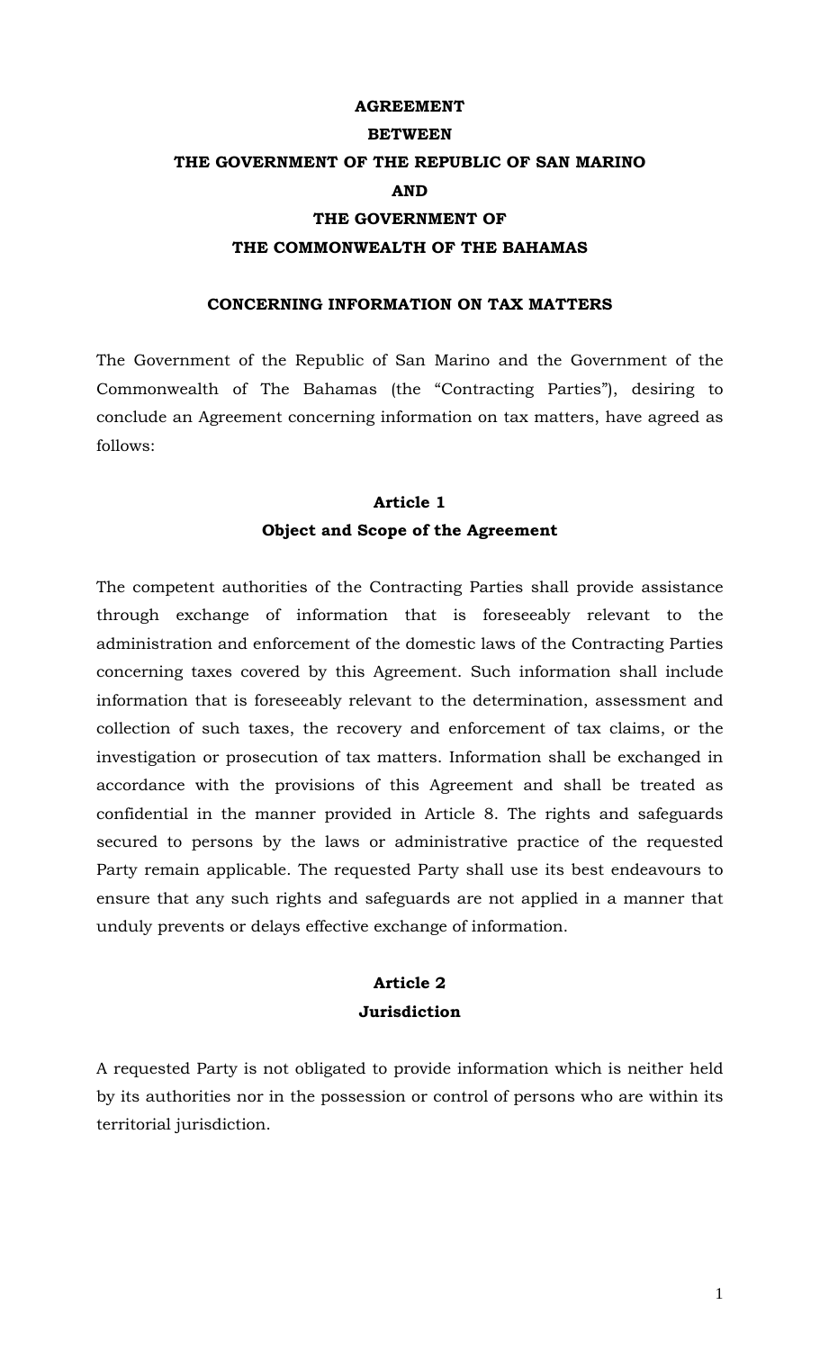# AGREEMENT
# BETWEEN
# THE GOVERNMENT OF THE REPUBLIC OF SAN MARINO
# AND
# THE GOVERNMENT OF
# THE COMMONWEALTH OF THE BAHAMAS

## CONCERNING INFORMATION ON TAX MATTERS

The Government of the Republic of San Marino and the Government of the Commonwealth of The Bahamas (the "Contracting Parties"), desiring to conclude an Agreement concerning information on tax matters, have agreed as follows:

### Article 1
### Object and Scope of the Agreement

The competent authorities of the Contracting Parties shall provide assistance through exchange of information that is foreseeably relevant to the administration and enforcement of the domestic laws of the Contracting Parties concerning taxes covered by this Agreement. Such information shall include information that is foreseeably relevant to the determination, assessment and collection of such taxes, the recovery and enforcement of tax claims, or the investigation or prosecution of tax matters. Information shall be exchanged in accordance with the provisions of this Agreement and shall be treated as confidential in the manner provided in Article 8. The rights and safeguards secured to persons by the laws or administrative practice of the requested Party remain applicable. The requested Party shall use its best endeavours to ensure that any such rights and safeguards are not applied in a manner that unduly prevents or delays effective exchange of information.

### Article 2
### Jurisdiction

A requested Party is not obligated to provide information which is neither held by its authorities nor in the possession or control of persons who are within its territorial jurisdiction.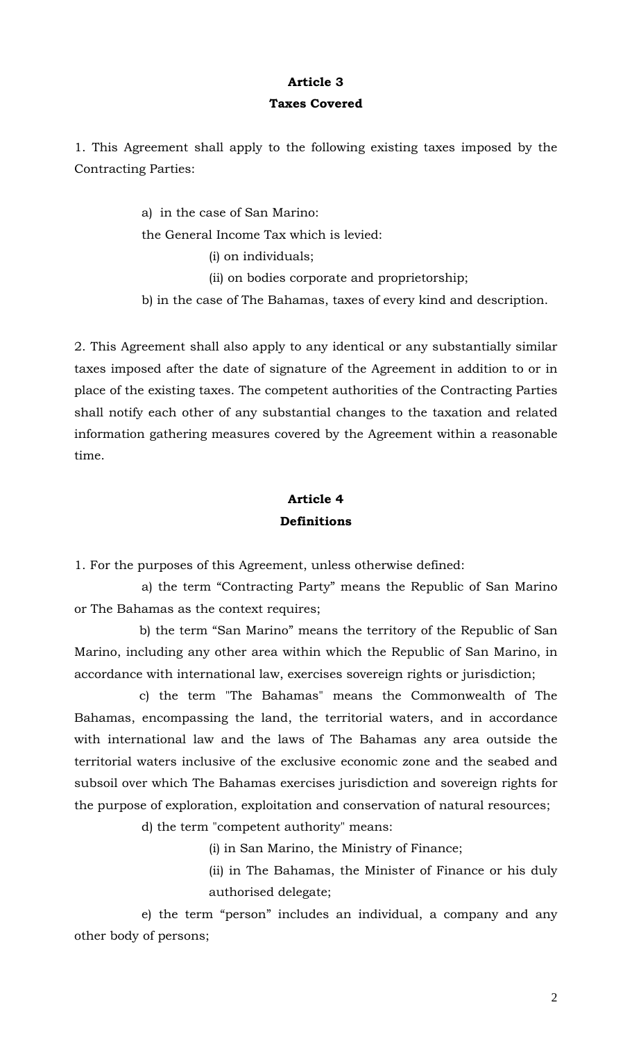## Article 3
## Taxes Covered

1. This Agreement shall apply to the following existing taxes imposed by the Contracting Parties:

a) in the case of San Marino:

the General Income Tax which is levied:

(i) on individuals;

(ii) on bodies corporate and proprietorship;

b) in the case of The Bahamas, taxes of every kind and description.

2. This Agreement shall also apply to any identical or any substantially similar taxes imposed after the date of signature of the Agreement in addition to or in place of the existing taxes. The competent authorities of the Contracting Parties shall notify each other of any substantial changes to the taxation and related information gathering measures covered by the Agreement within a reasonable time.

## Article 4
## Definitions

1. For the purposes of this Agreement, unless otherwise defined:

a) the term "Contracting Party" means the Republic of San Marino or The Bahamas as the context requires;

b) the term "San Marino" means the territory of the Republic of San Marino, including any other area within which the Republic of San Marino, in accordance with international law, exercises sovereign rights or jurisdiction;

c) the term "The Bahamas" means the Commonwealth of The Bahamas, encompassing the land, the territorial waters, and in accordance with international law and the laws of The Bahamas any area outside the territorial waters inclusive of the exclusive economic zone and the seabed and subsoil over which The Bahamas exercises jurisdiction and sovereign rights for the purpose of exploration, exploitation and conservation of natural resources;

d) the term "competent authority" means:

(i) in San Marino, the Ministry of Finance;

(ii) in The Bahamas, the Minister of Finance or his duly authorised delegate;

e) the term "person" includes an individual, a company and any other body of persons;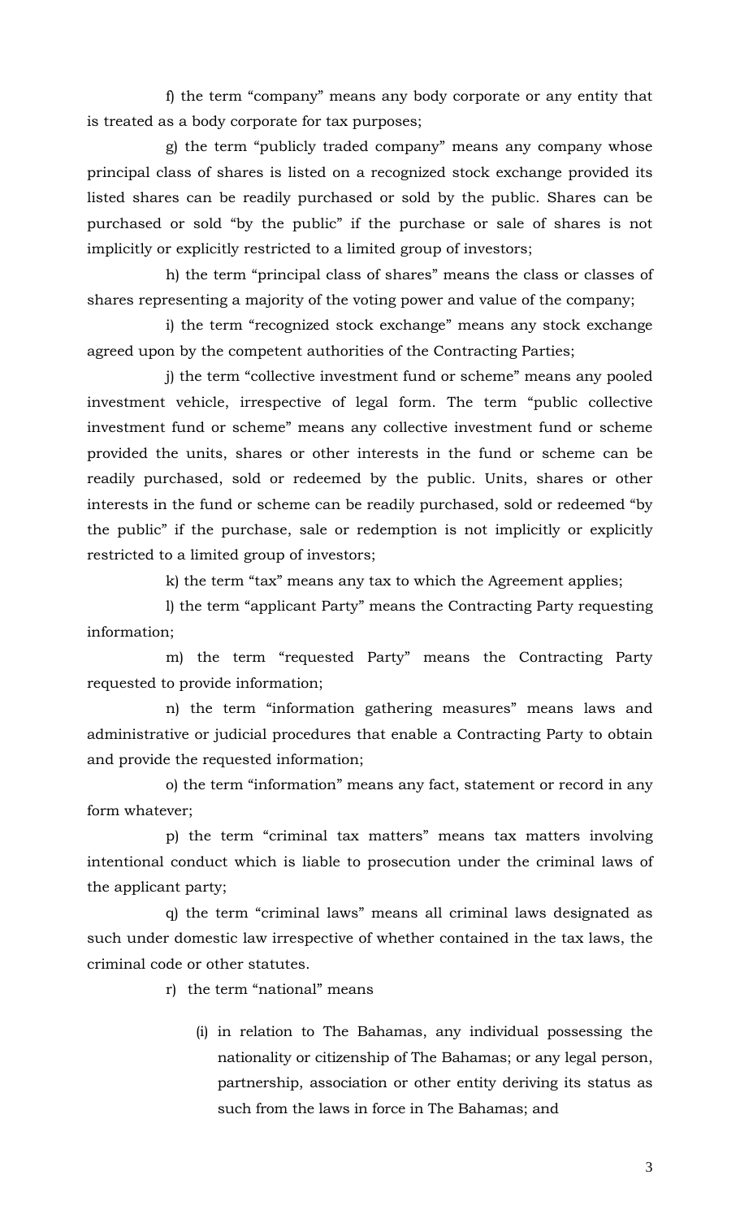f) the term "company" means any body corporate or any entity that is treated as a body corporate for tax purposes;

g) the term "publicly traded company" means any company whose principal class of shares is listed on a recognized stock exchange provided its listed shares can be readily purchased or sold by the public. Shares can be purchased or sold "by the public" if the purchase or sale of shares is not implicitly or explicitly restricted to a limited group of investors;

h) the term "principal class of shares" means the class or classes of shares representing a majority of the voting power and value of the company;

i) the term "recognized stock exchange" means any stock exchange agreed upon by the competent authorities of the Contracting Parties;

j) the term "collective investment fund or scheme" means any pooled investment vehicle, irrespective of legal form. The term "public collective investment fund or scheme" means any collective investment fund or scheme provided the units, shares or other interests in the fund or scheme can be readily purchased, sold or redeemed by the public. Units, shares or other interests in the fund or scheme can be readily purchased, sold or redeemed "by the public" if the purchase, sale or redemption is not implicitly or explicitly restricted to a limited group of investors;

k) the term "tax" means any tax to which the Agreement applies;

l) the term "applicant Party" means the Contracting Party requesting information;

m) the term "requested Party" means the Contracting Party requested to provide information;

n) the term "information gathering measures" means laws and administrative or judicial procedures that enable a Contracting Party to obtain and provide the requested information;

o) the term "information" means any fact, statement or record in any form whatever;

p) the term "criminal tax matters" means tax matters involving intentional conduct which is liable to prosecution under the criminal laws of the applicant party;

q) the term "criminal laws" means all criminal laws designated as such under domestic law irrespective of whether contained in the tax laws, the criminal code or other statutes.

r) the term "national" means

(i) in relation to The Bahamas, any individual possessing the nationality or citizenship of The Bahamas; or any legal person, partnership, association or other entity deriving its status as such from the laws in force in The Bahamas; and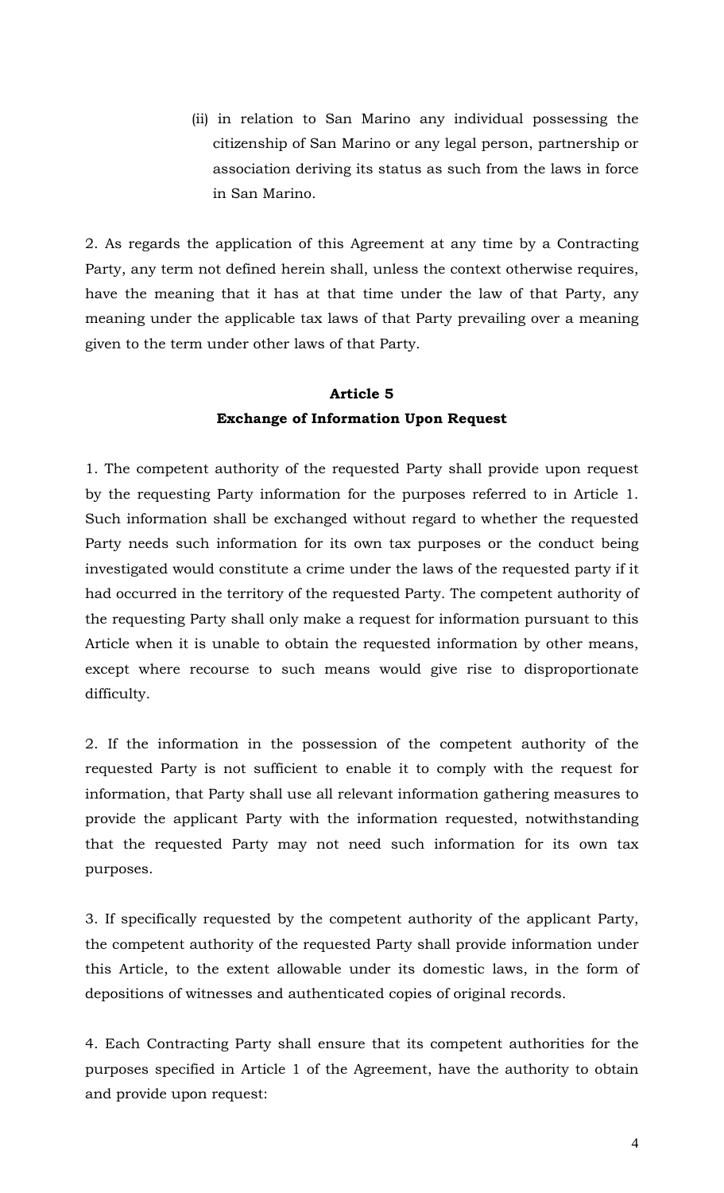(ii) in relation to San Marino any individual possessing the citizenship of San Marino or any legal person, partnership or association deriving its status as such from the laws in force in San Marino.

2. As regards the application of this Agreement at any time by a Contracting Party, any term not defined herein shall, unless the context otherwise requires, have the meaning that it has at that time under the law of that Party, any meaning under the applicable tax laws of that Party prevailing over a meaning given to the term under other laws of that Party.

**Article 5**
**Exchange of Information Upon Request**

1. The competent authority of the requested Party shall provide upon request by the requesting Party information for the purposes referred to in Article 1. Such information shall be exchanged without regard to whether the requested Party needs such information for its own tax purposes or the conduct being investigated would constitute a crime under the laws of the requested party if it had occurred in the territory of the requested Party. The competent authority of the requesting Party shall only make a request for information pursuant to this Article when it is unable to obtain the requested information by other means, except where recourse to such means would give rise to disproportionate difficulty.

2. If the information in the possession of the competent authority of the requested Party is not sufficient to enable it to comply with the request for information, that Party shall use all relevant information gathering measures to provide the applicant Party with the information requested, notwithstanding that the requested Party may not need such information for its own tax purposes.

3. If specifically requested by the competent authority of the applicant Party, the competent authority of the requested Party shall provide information under this Article, to the extent allowable under its domestic laws, in the form of depositions of witnesses and authenticated copies of original records.

4. Each Contracting Party shall ensure that its competent authorities for the purposes specified in Article 1 of the Agreement, have the authority to obtain and provide upon request: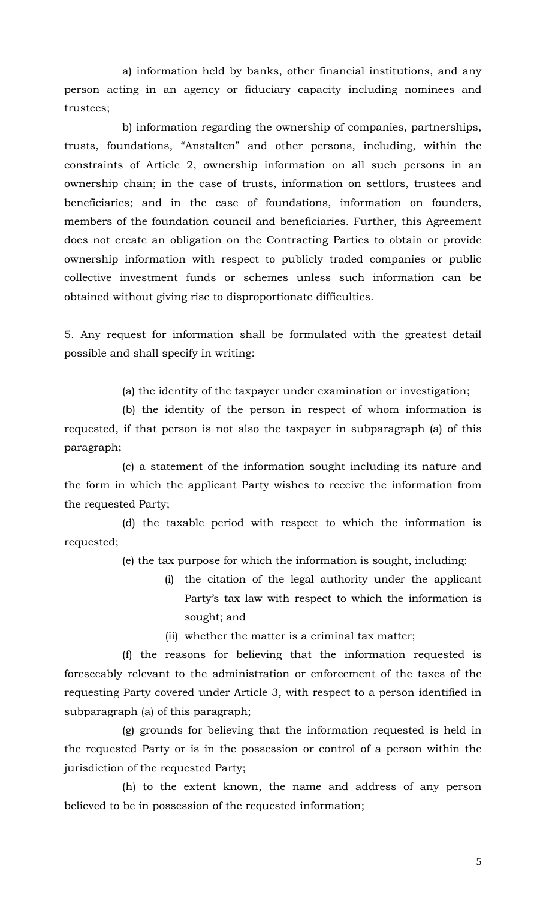a) information held by banks, other financial institutions, and any person acting in an agency or fiduciary capacity including nominees and trustees;

b) information regarding the ownership of companies, partnerships, trusts, foundations, "Anstalten" and other persons, including, within the constraints of Article 2, ownership information on all such persons in an ownership chain; in the case of trusts, information on settlors, trustees and beneficiaries; and in the case of foundations, information on founders, members of the foundation council and beneficiaries. Further, this Agreement does not create an obligation on the Contracting Parties to obtain or provide ownership information with respect to publicly traded companies or public collective investment funds or schemes unless such information can be obtained without giving rise to disproportionate difficulties.

5. Any request for information shall be formulated with the greatest detail possible and shall specify in writing:

(a) the identity of the taxpayer under examination or investigation;

(b) the identity of the person in respect of whom information is requested, if that person is not also the taxpayer in subparagraph (a) of this paragraph;

(c) a statement of the information sought including its nature and the form in which the applicant Party wishes to receive the information from the requested Party;

(d) the taxable period with respect to which the information is requested;

(e) the tax purpose for which the information is sought, including:

(i) the citation of the legal authority under the applicant Party's tax law with respect to which the information is sought; and

(ii) whether the matter is a criminal tax matter;

(f) the reasons for believing that the information requested is foreseeably relevant to the administration or enforcement of the taxes of the requesting Party covered under Article 3, with respect to a person identified in subparagraph (a) of this paragraph;

(g) grounds for believing that the information requested is held in the requested Party or is in the possession or control of a person within the jurisdiction of the requested Party;

(h) to the extent known, the name and address of any person believed to be in possession of the requested information;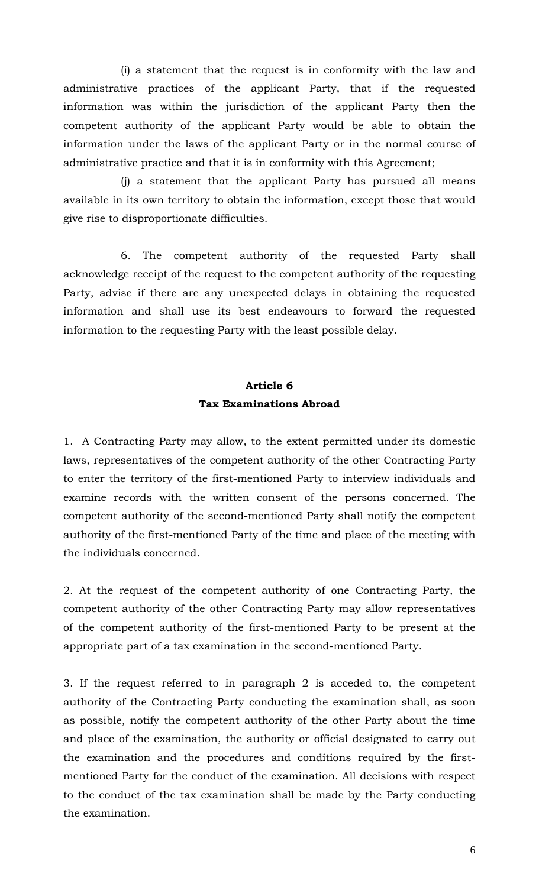(i) a statement that the request is in conformity with the law and administrative practices of the applicant Party, that if the requested information was within the jurisdiction of the applicant Party then the competent authority of the applicant Party would be able to obtain the information under the laws of the applicant Party or in the normal course of administrative practice and that it is in conformity with this Agreement;

(j) a statement that the applicant Party has pursued all means available in its own territory to obtain the information, except those that would give rise to disproportionate difficulties.

6. The competent authority of the requested Party shall acknowledge receipt of the request to the competent authority of the requesting Party, advise if there are any unexpected delays in obtaining the requested information and shall use its best endeavours to forward the requested information to the requesting Party with the least possible delay.

## Article 6
## Tax Examinations Abroad

1. A Contracting Party may allow, to the extent permitted under its domestic laws, representatives of the competent authority of the other Contracting Party to enter the territory of the first-mentioned Party to interview individuals and examine records with the written consent of the persons concerned. The competent authority of the second-mentioned Party shall notify the competent authority of the first-mentioned Party of the time and place of the meeting with the individuals concerned.

2. At the request of the competent authority of one Contracting Party, the competent authority of the other Contracting Party may allow representatives of the competent authority of the first-mentioned Party to be present at the appropriate part of a tax examination in the second-mentioned Party.

3. If the request referred to in paragraph 2 is acceded to, the competent authority of the Contracting Party conducting the examination shall, as soon as possible, notify the competent authority of the other Party about the time and place of the examination, the authority or official designated to carry out the examination and the procedures and conditions required by the first-mentioned Party for the conduct of the examination. All decisions with respect to the conduct of the tax examination shall be made by the Party conducting the examination.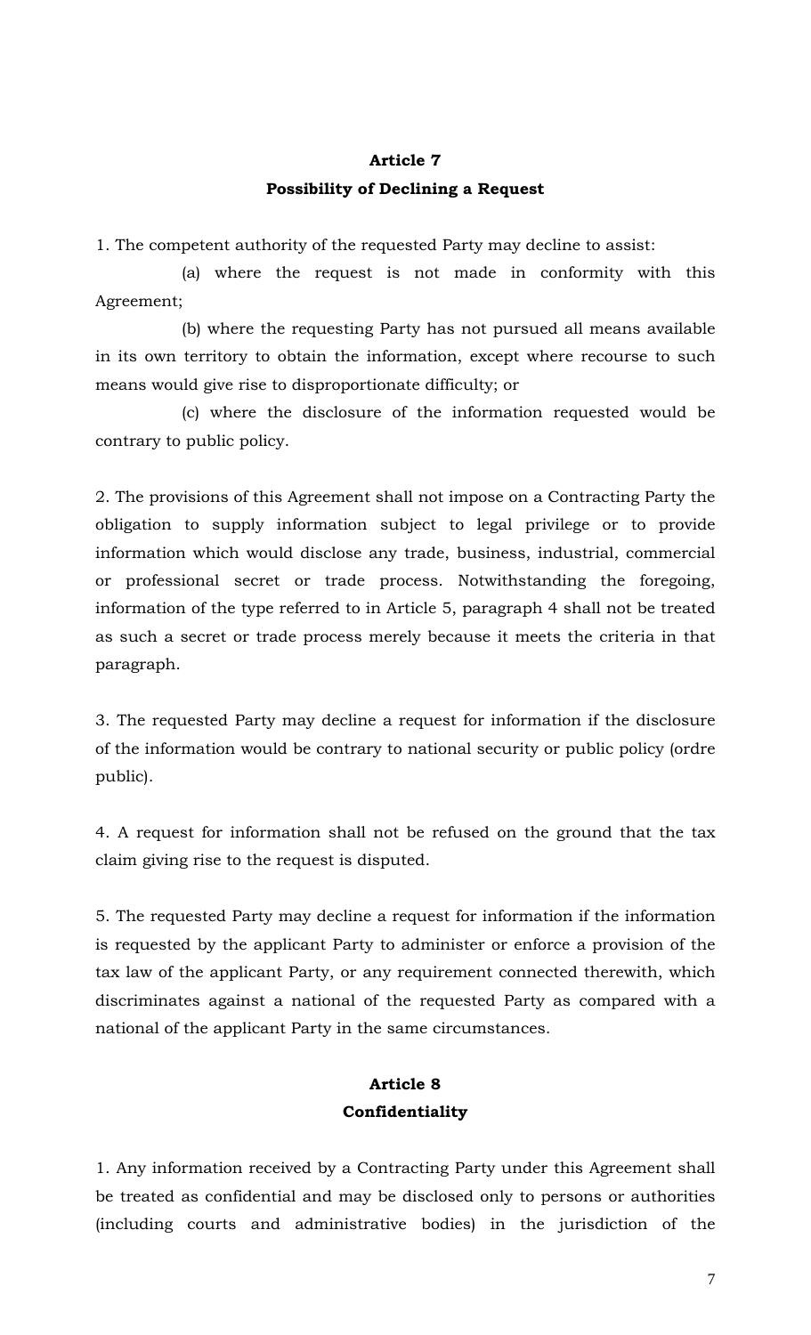## Article 7
## Possibility of Declining a Request

1. The competent authority of the requested Party may decline to assist:

(a) where the request is not made in conformity with this Agreement;

(b) where the requesting Party has not pursued all means available in its own territory to obtain the information, except where recourse to such means would give rise to disproportionate difficulty; or

(c) where the disclosure of the information requested would be contrary to public policy.

2. The provisions of this Agreement shall not impose on a Contracting Party the obligation to supply information subject to legal privilege or to provide information which would disclose any trade, business, industrial, commercial or professional secret or trade process. Notwithstanding the foregoing, information of the type referred to in Article 5, paragraph 4 shall not be treated as such a secret or trade process merely because it meets the criteria in that paragraph.

3. The requested Party may decline a request for information if the disclosure of the information would be contrary to national security or public policy (ordre public).

4. A request for information shall not be refused on the ground that the tax claim giving rise to the request is disputed.

5. The requested Party may decline a request for information if the information is requested by the applicant Party to administer or enforce a provision of the tax law of the applicant Party, or any requirement connected therewith, which discriminates against a national of the requested Party as compared with a national of the applicant Party in the same circumstances.

## Article 8
## Confidentiality

1. Any information received by a Contracting Party under this Agreement shall be treated as confidential and may be disclosed only to persons or authorities (including courts and administrative bodies) in the jurisdiction of the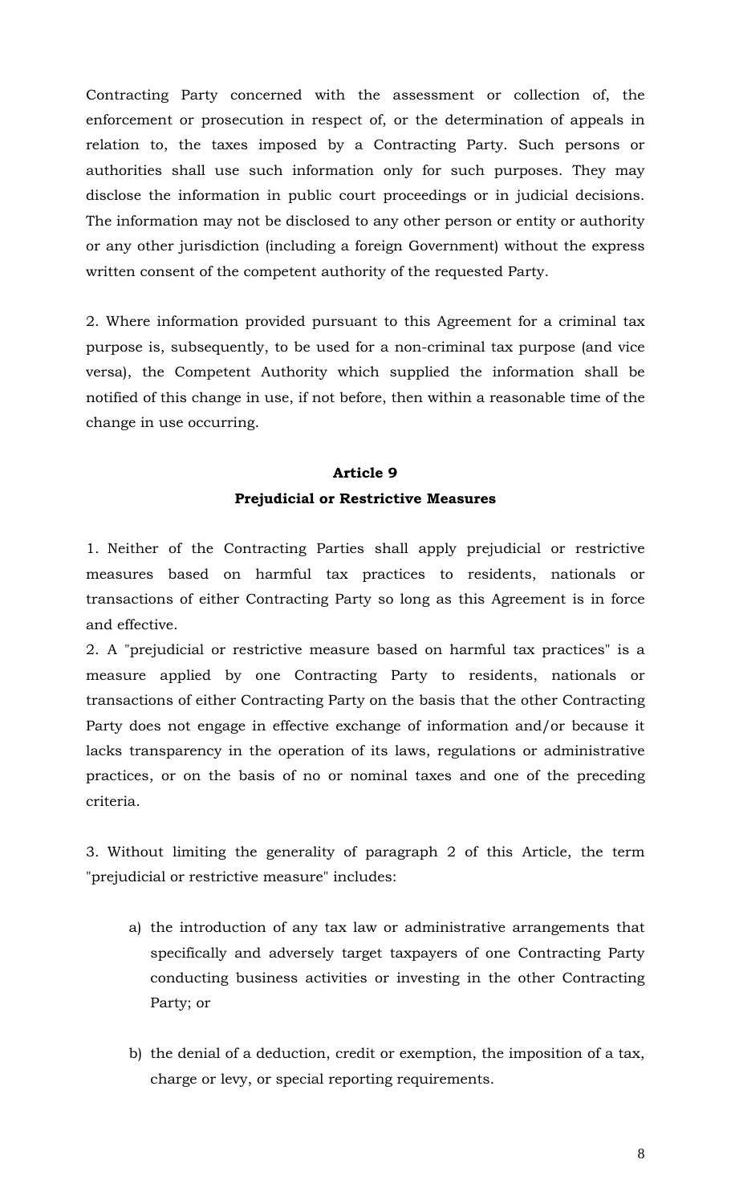Contracting Party concerned with the assessment or collection of, the enforcement or prosecution in respect of, or the determination of appeals in relation to, the taxes imposed by a Contracting Party. Such persons or authorities shall use such information only for such purposes. They may disclose the information in public court proceedings or in judicial decisions. The information may not be disclosed to any other person or entity or authority or any other jurisdiction (including a foreign Government) without the express written consent of the competent authority of the requested Party.

2. Where information provided pursuant to this Agreement for a criminal tax purpose is, subsequently, to be used for a non-criminal tax purpose (and vice versa), the Competent Authority which supplied the information shall be notified of this change in use, if not before, then within a reasonable time of the change in use occurring.

## Article 9
## Prejudicial or Restrictive Measures

1. Neither of the Contracting Parties shall apply prejudicial or restrictive measures based on harmful tax practices to residents, nationals or transactions of either Contracting Party so long as this Agreement is in force and effective.

2. A "prejudicial or restrictive measure based on harmful tax practices" is a measure applied by one Contracting Party to residents, nationals or transactions of either Contracting Party on the basis that the other Contracting Party does not engage in effective exchange of information and/or because it lacks transparency in the operation of its laws, regulations or administrative practices, or on the basis of no or nominal taxes and one of the preceding criteria.

3. Without limiting the generality of paragraph 2 of this Article, the term "prejudicial or restrictive measure" includes:

a) the introduction of any tax law or administrative arrangements that specifically and adversely target taxpayers of one Contracting Party conducting business activities or investing in the other Contracting Party; or

b) the denial of a deduction, credit or exemption, the imposition of a tax, charge or levy, or special reporting requirements.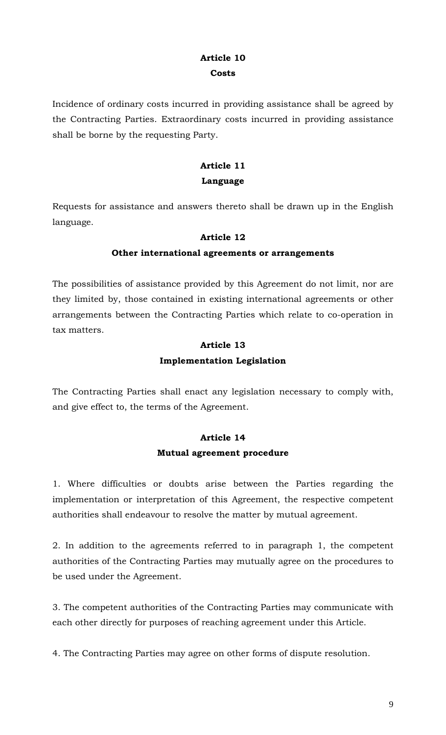## Article 10
### Costs

Incidence of ordinary costs incurred in providing assistance shall be agreed by the Contracting Parties. Extraordinary costs incurred in providing assistance shall be borne by the requesting Party.

## Article 11
### Language

Requests for assistance and answers thereto shall be drawn up in the English language.

## Article 12
### Other international agreements or arrangements

The possibilities of assistance provided by this Agreement do not limit, nor are they limited by, those contained in existing international agreements or other arrangements between the Contracting Parties which relate to co-operation in tax matters.

## Article 13
### Implementation Legislation

The Contracting Parties shall enact any legislation necessary to comply with, and give effect to, the terms of the Agreement.

## Article 14
### Mutual agreement procedure

1. Where difficulties or doubts arise between the Parties regarding the implementation or interpretation of this Agreement, the respective competent authorities shall endeavour to resolve the matter by mutual agreement.

2. In addition to the agreements referred to in paragraph 1, the competent authorities of the Contracting Parties may mutually agree on the procedures to be used under the Agreement.

3. The competent authorities of the Contracting Parties may communicate with each other directly for purposes of reaching agreement under this Article.

4. The Contracting Parties may agree on other forms of dispute resolution.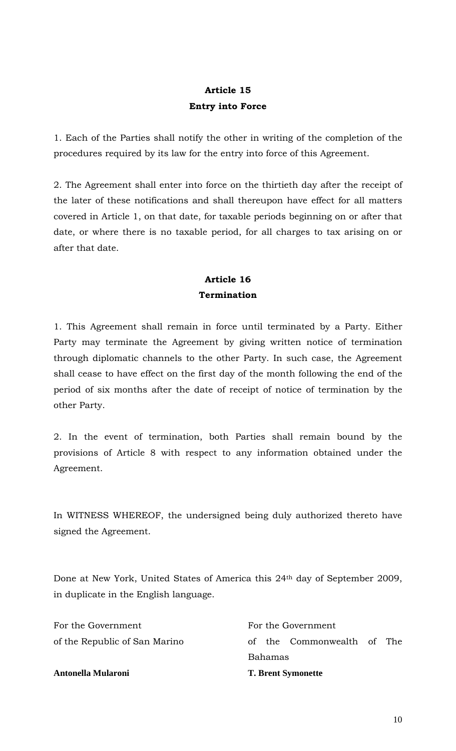## Article 15

## Entry into Force

1. Each of the Parties shall notify the other in writing of the completion of the procedures required by its law for the entry into force of this Agreement.

2. The Agreement shall enter into force on the thirtieth day after the receipt of the later of these notifications and shall thereupon have effect for all matters covered in Article 1, on that date, for taxable periods beginning on or after that date, or where there is no taxable period, for all charges to tax arising on or after that date.

## Article 16

## Termination

1. This Agreement shall remain in force until terminated by a Party. Either Party may terminate the Agreement by giving written notice of termination through diplomatic channels to the other Party. In such case, the Agreement shall cease to have effect on the first day of the month following the end of the period of six months after the date of receipt of notice of termination by the other Party.

2. In the event of termination, both Parties shall remain bound by the provisions of Article 8 with respect to any information obtained under the Agreement.

In WITNESS WHEREOF, the undersigned being duly authorized thereto have signed the Agreement.

Done at New York, United States of America this 24th day of September 2009, in duplicate in the English language.

| | |
|---|---|
| For the Government of the Republic of San Marino | For the Government of the Commonwealth of The Bahamas |
| **Antonella Mularoni** | **T. Brent Symonette** |